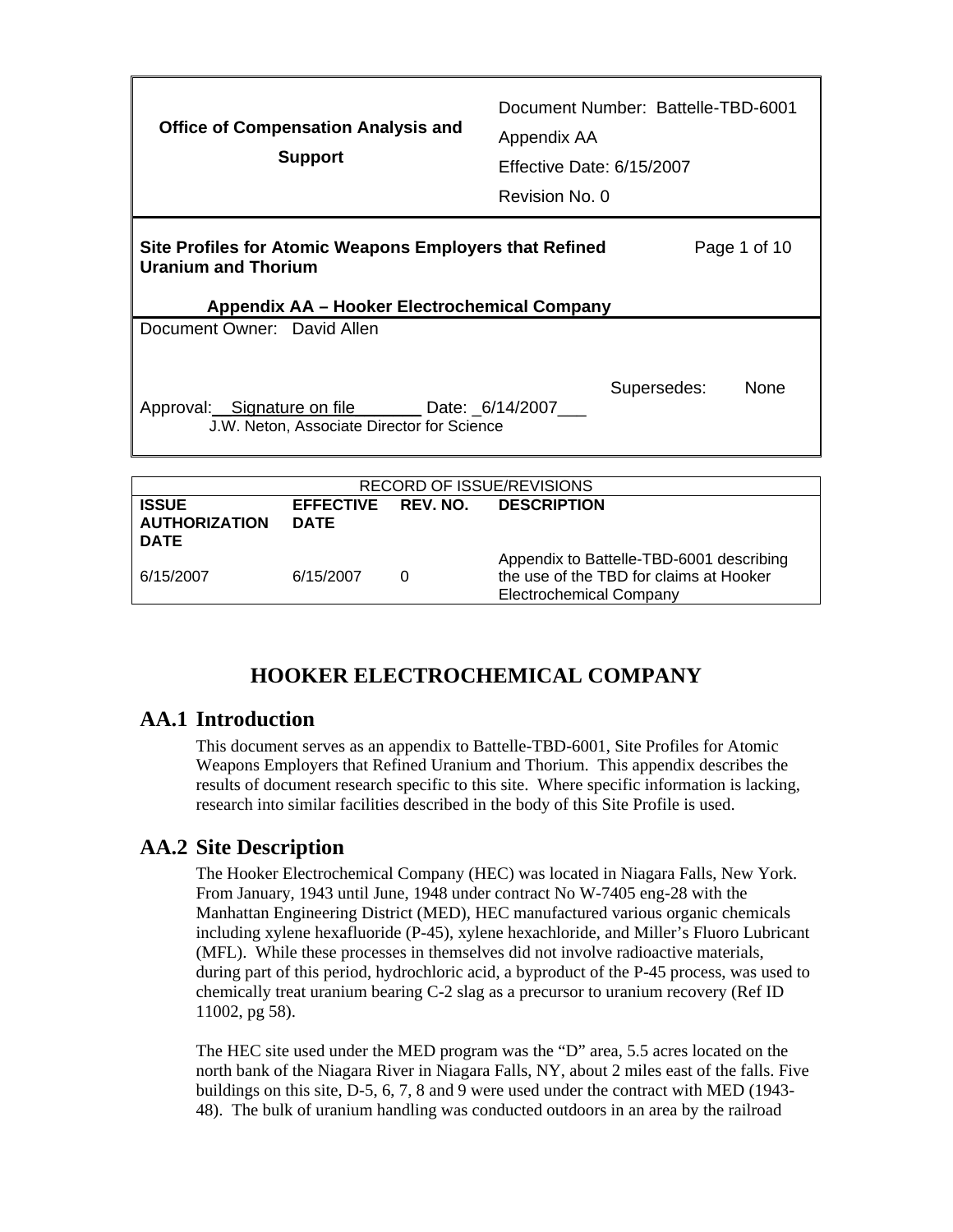| | |
|---|---|
| **Office of Compensation Analysis and Support** | Document Number: Battelle-TBD-6001<br>Appendix AA<br>Effective Date: 6/15/2007<br>Revision No. 0 |
| **Site Profiles for Atomic Weapons Employers that Refined Uranium and Thorium**<br><br>**Appendix AA – Hooker Electrochemical Company** | Page 1 of 10 |
| Document Owner: David Allen<br><br>Approval: Signature on file Date: 6/14/2007<br>J.W. Neton, Associate Director for Science | Supersedes: None |

| RECORD OF ISSUE/REVISIONS | | | |
|---|---|---|---|
| **ISSUE AUTHORIZATION DATE** | **EFFECTIVE DATE** | **REV. NO.** | **DESCRIPTION** |
| 6/15/2007 | 6/15/2007 | 0 | Appendix to Battelle-TBD-6001 describing the use of the TBD for claims at Hooker Electrochemical Company |

# HOOKER ELECTROCHEMICAL COMPANY

## AA.1 Introduction

This document serves as an appendix to Battelle-TBD-6001, Site Profiles for Atomic Weapons Employers that Refined Uranium and Thorium. This appendix describes the results of document research specific to this site. Where specific information is lacking, research into similar facilities described in the body of this Site Profile is used.

## AA.2 Site Description

The Hooker Electrochemical Company (HEC) was located in Niagara Falls, New York. From January, 1943 until June, 1948 under contract No W-7405 eng-28 with the Manhattan Engineering District (MED), HEC manufactured various organic chemicals including xylene hexafluoride (P-45), xylene hexachloride, and Miller's Fluoro Lubricant (MFL). While these processes in themselves did not involve radioactive materials, during part of this period, hydrochloric acid, a byproduct of the P-45 process, was used to chemically treat uranium bearing C-2 slag as a precursor to uranium recovery (Ref ID 11002, pg 58).

The HEC site used under the MED program was the "D" area, 5.5 acres located on the north bank of the Niagara River in Niagara Falls, NY, about 2 miles east of the falls. Five buildings on this site, D-5, 6, 7, 8 and 9 were used under the contract with MED (1943-48). The bulk of uranium handling was conducted outdoors in an area by the railroad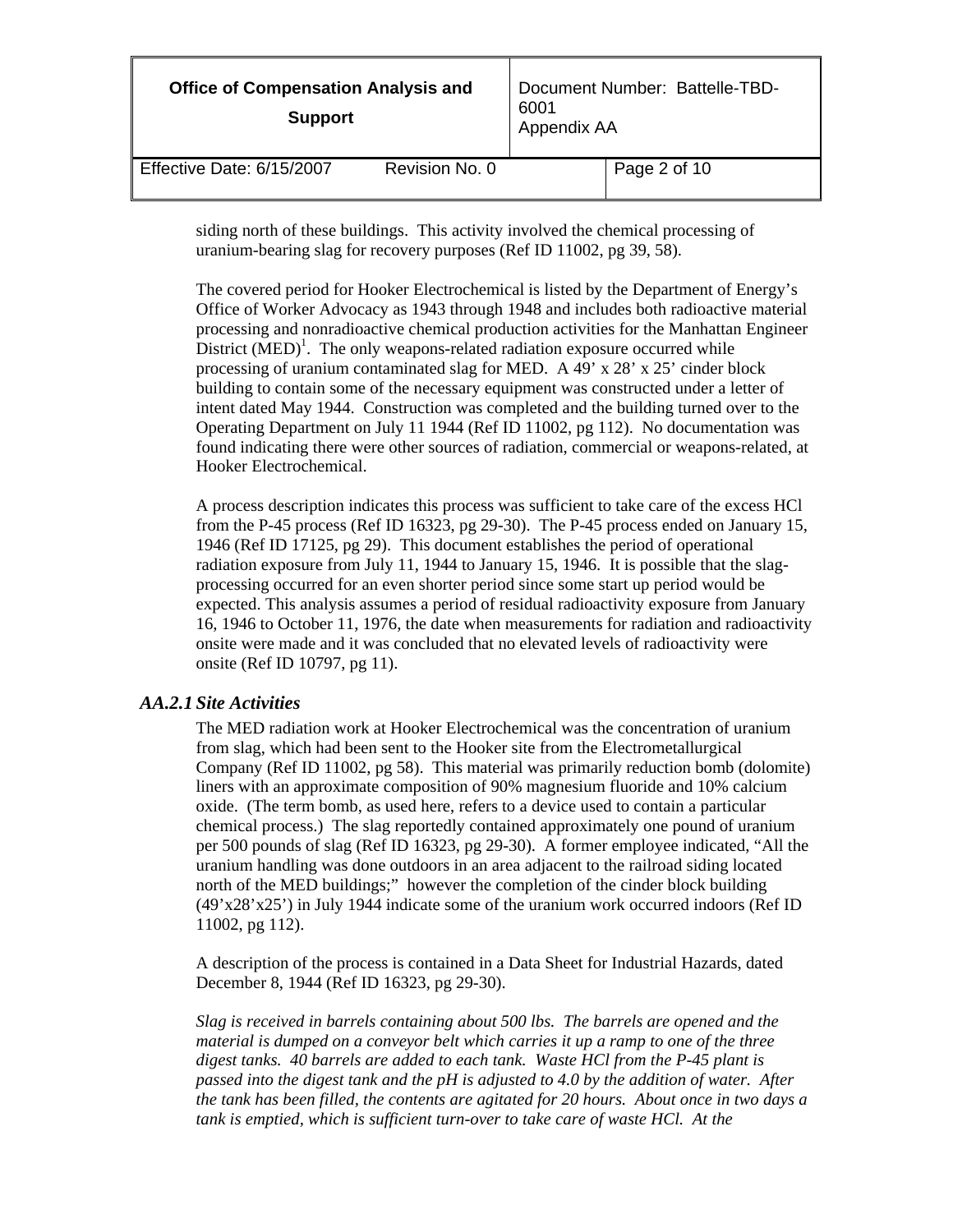siding north of these buildings. This activity involved the chemical processing of uranium-bearing slag for recovery purposes (Ref ID 11002, pg 39, 58).

The covered period for Hooker Electrochemical is listed by the Department of Energy's Office of Worker Advocacy as 1943 through 1948 and includes both radioactive material processing and nonradioactive chemical production activities for the Manhattan Engineer District (MED)[1]. The only weapons-related radiation exposure occurred while processing of uranium contaminated slag for MED. A 49' x 28' x 25' cinder block building to contain some of the necessary equipment was constructed under a letter of intent dated May 1944. Construction was completed and the building turned over to the Operating Department on July 11 1944 (Ref ID 11002, pg 112). No documentation was found indicating there were other sources of radiation, commercial or weapons-related, at Hooker Electrochemical.

A process description indicates this process was sufficient to take care of the excess HCl from the P-45 process (Ref ID 16323, pg 29-30). The P-45 process ended on January 15, 1946 (Ref ID 17125, pg 29). This document establishes the period of operational radiation exposure from July 11, 1944 to January 15, 1946. It is possible that the slag-processing occurred for an even shorter period since some start up period would be expected. This analysis assumes a period of residual radioactivity exposure from January 16, 1946 to October 11, 1976, the date when measurements for radiation and radioactivity onsite were made and it was concluded that no elevated levels of radioactivity were onsite (Ref ID 10797, pg 11).

### *AA.2.1 Site Activities*

The MED radiation work at Hooker Electrochemical was the concentration of uranium from slag, which had been sent to the Hooker site from the Electrometallurgical Company (Ref ID 11002, pg 58). This material was primarily reduction bomb (dolomite) liners with an approximate composition of 90% magnesium fluoride and 10% calcium oxide. (The term bomb, as used here, refers to a device used to contain a particular chemical process.) The slag reportedly contained approximately one pound of uranium per 500 pounds of slag (Ref ID 16323, pg 29-30). A former employee indicated, "All the uranium handling was done outdoors in an area adjacent to the railroad siding located north of the MED buildings;" however the completion of the cinder block building (49'x28'x25') in July 1944 indicate some of the uranium work occurred indoors (Ref ID 11002, pg 112).

A description of the process is contained in a Data Sheet for Industrial Hazards, dated December 8, 1944 (Ref ID 16323, pg 29-30).

*Slag is received in barrels containing about 500 lbs. The barrels are opened and the material is dumped on a conveyor belt which carries it up a ramp to one of the three digest tanks. 40 barrels are added to each tank. Waste HCl from the P-45 plant is passed into the digest tank and the pH is adjusted to 4.0 by the addition of water. After the tank has been filled, the contents are agitated for 20 hours. About once in two days a tank is emptied, which is sufficient turn-over to take care of waste HCl. At the*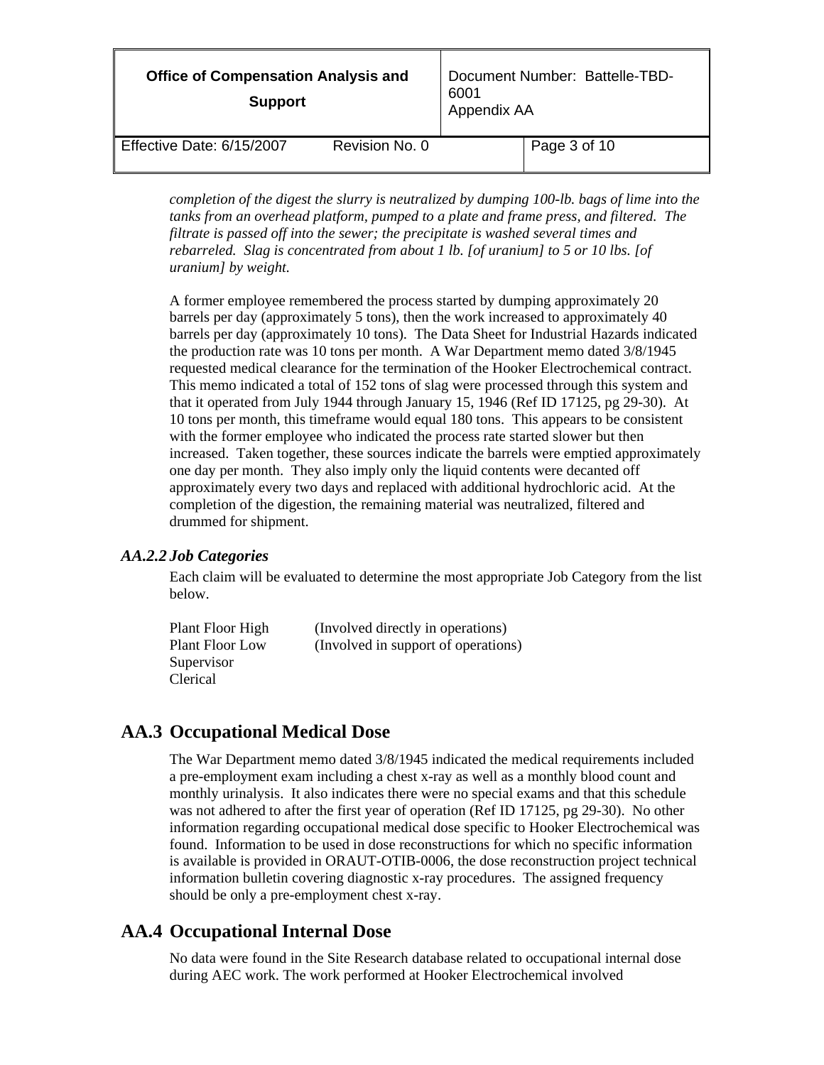*completion of the digest the slurry is neutralized by dumping 100-lb. bags of lime into the tanks from an overhead platform, pumped to a plate and frame press, and filtered. The filtrate is passed off into the sewer; the precipitate is washed several times and rebarreled. Slag is concentrated from about 1 lb. [of uranium] to 5 or 10 lbs. [of uranium] by weight.*

A former employee remembered the process started by dumping approximately 20 barrels per day (approximately 5 tons), then the work increased to approximately 40 barrels per day (approximately 10 tons). The Data Sheet for Industrial Hazards indicated the production rate was 10 tons per month. A War Department memo dated 3/8/1945 requested medical clearance for the termination of the Hooker Electrochemical contract. This memo indicated a total of 152 tons of slag were processed through this system and that it operated from July 1944 through January 15, 1946 (Ref ID 17125, pg 29-30). At 10 tons per month, this timeframe would equal 180 tons. This appears to be consistent with the former employee who indicated the process rate started slower but then increased. Taken together, these sources indicate the barrels were emptied approximately one day per month. They also imply only the liquid contents were decanted off approximately every two days and replaced with additional hydrochloric acid. At the completion of the digestion, the remaining material was neutralized, filtered and drummed for shipment.

### *AA.2.2 Job Categories*

Each claim will be evaluated to determine the most appropriate Job Category from the list below.

| | |
|---|---|
| Plant Floor High | (Involved directly in operations) |
| Plant Floor Low | (Involved in support of operations) |
| Supervisor | |
| Clerical | |

## AA.3 Occupational Medical Dose

The War Department memo dated 3/8/1945 indicated the medical requirements included a pre-employment exam including a chest x-ray as well as a monthly blood count and monthly urinalysis. It also indicates there were no special exams and that this schedule was not adhered to after the first year of operation (Ref ID 17125, pg 29-30). No other information regarding occupational medical dose specific to Hooker Electrochemical was found. Information to be used in dose reconstructions for which no specific information is available is provided in ORAUT-OTIB-0006, the dose reconstruction project technical information bulletin covering diagnostic x-ray procedures. The assigned frequency should be only a pre-employment chest x-ray.

## AA.4 Occupational Internal Dose

No data were found in the Site Research database related to occupational internal dose during AEC work. The work performed at Hooker Electrochemical involved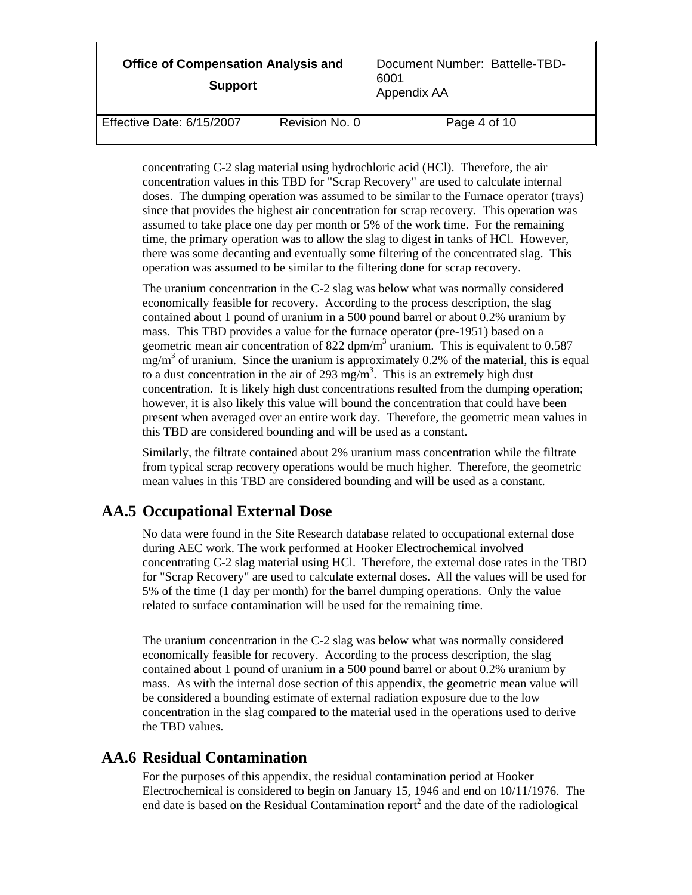concentrating C-2 slag material using hydrochloric acid (HCl). Therefore, the air concentration values in this TBD for "Scrap Recovery" are used to calculate internal doses. The dumping operation was assumed to be similar to the Furnace operator (trays) since that provides the highest air concentration for scrap recovery. This operation was assumed to take place one day per month or 5% of the work time. For the remaining time, the primary operation was to allow the slag to digest in tanks of HCl. However, there was some decanting and eventually some filtering of the concentrated slag. This operation was assumed to be similar to the filtering done for scrap recovery.

The uranium concentration in the C-2 slag was below what was normally considered economically feasible for recovery. According to the process description, the slag contained about 1 pound of uranium in a 500 pound barrel or about 0.2% uranium by mass. This TBD provides a value for the furnace operator (pre-1951) based on a geometric mean air concentration of 822 dpm/m$^3$ uranium. This is equivalent to 0.587 mg/m$^3$ of uranium. Since the uranium is approximately 0.2% of the material, this is equal to a dust concentration in the air of 293 mg/m$^3$. This is an extremely high dust concentration. It is likely high dust concentrations resulted from the dumping operation; however, it is also likely this value will bound the concentration that could have been present when averaged over an entire work day. Therefore, the geometric mean values in this TBD are considered bounding and will be used as a constant.

Similarly, the filtrate contained about 2% uranium mass concentration while the filtrate from typical scrap recovery operations would be much higher. Therefore, the geometric mean values in this TBD are considered bounding and will be used as a constant.

## AA.5 Occupational External Dose

No data were found in the Site Research database related to occupational external dose during AEC work. The work performed at Hooker Electrochemical involved concentrating C-2 slag material using HCl. Therefore, the external dose rates in the TBD for "Scrap Recovery" are used to calculate external doses. All the values will be used for 5% of the time (1 day per month) for the barrel dumping operations. Only the value related to surface contamination will be used for the remaining time.

The uranium concentration in the C-2 slag was below what was normally considered economically feasible for recovery. According to the process description, the slag contained about 1 pound of uranium in a 500 pound barrel or about 0.2% uranium by mass. As with the internal dose section of this appendix, the geometric mean value will be considered a bounding estimate of external radiation exposure due to the low concentration in the slag compared to the material used in the operations used to derive the TBD values.

## AA.6 Residual Contamination

For the purposes of this appendix, the residual contamination period at Hooker Electrochemical is considered to begin on January 15, 1946 and end on 10/11/1976. The end date is based on the Residual Contamination report[2] and the date of the radiological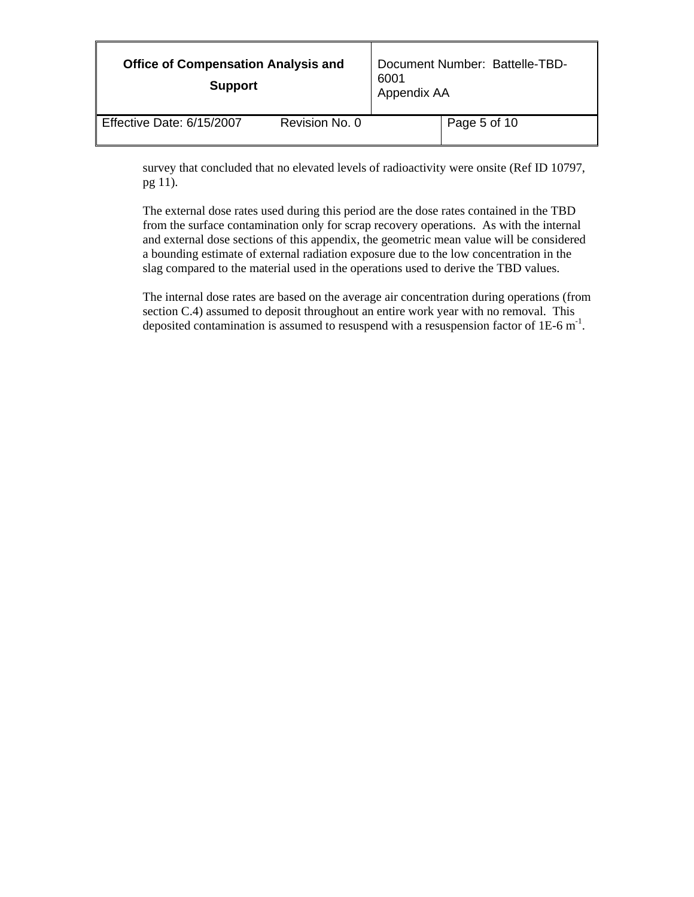survey that concluded that no elevated levels of radioactivity were onsite (Ref ID 10797, pg 11).

The external dose rates used during this period are the dose rates contained in the TBD from the surface contamination only for scrap recovery operations. As with the internal and external dose sections of this appendix, the geometric mean value will be considered a bounding estimate of external radiation exposure due to the low concentration in the slag compared to the material used in the operations used to derive the TBD values.

The internal dose rates are based on the average air concentration during operations (from section C.4) assumed to deposit throughout an entire work year with no removal. This deposited contamination is assumed to resuspend with a resuspension factor of 1E-6 $m^{-1}$.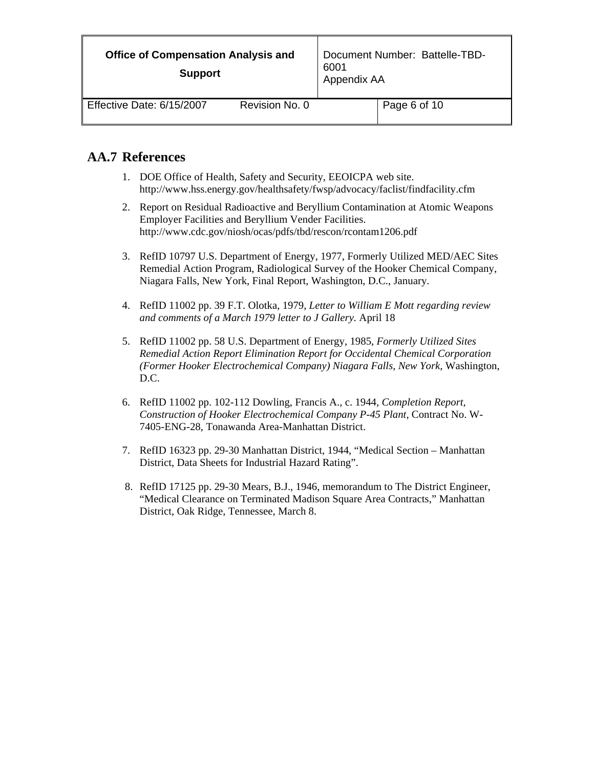## AA.7 References

1. DOE Office of Health, Safety and Security, EEOICPA web site. http://www.hss.energy.gov/healthsafety/fwsp/advocacy/faclist/findfacility.cfm

2. Report on Residual Radioactive and Beryllium Contamination at Atomic Weapons Employer Facilities and Beryllium Vender Facilities. http://www.cdc.gov/niosh/ocas/pdfs/tbd/rescon/rcontam1206.pdf

3. RefID 10797 U.S. Department of Energy, 1977, Formerly Utilized MED/AEC Sites Remedial Action Program, Radiological Survey of the Hooker Chemical Company, Niagara Falls, New York, Final Report, Washington, D.C., January.

4. RefID 11002 pp. 39 F.T. Olotka, 1979, *Letter to William E Mott regarding review and comments of a March 1979 letter to J Gallery.* April 18

5. RefID 11002 pp. 58 U.S. Department of Energy, 1985, *Formerly Utilized Sites Remedial Action Report Elimination Report for Occidental Chemical Corporation (Former Hooker Electrochemical Company) Niagara Falls, New York,* Washington, D.C.

6. RefID 11002 pp. 102-112 Dowling, Francis A., c. 1944, *Completion Report, Construction of Hooker Electrochemical Company P-45 Plant,* Contract No. W-7405-ENG-28, Tonawanda Area-Manhattan District.

7. RefID 16323 pp. 29-30 Manhattan District, 1944, "Medical Section – Manhattan District, Data Sheets for Industrial Hazard Rating".

8. RefID 17125 pp. 29-30 Mears, B.J., 1946, memorandum to The District Engineer, "Medical Clearance on Terminated Madison Square Area Contracts," Manhattan District, Oak Ridge, Tennessee, March 8.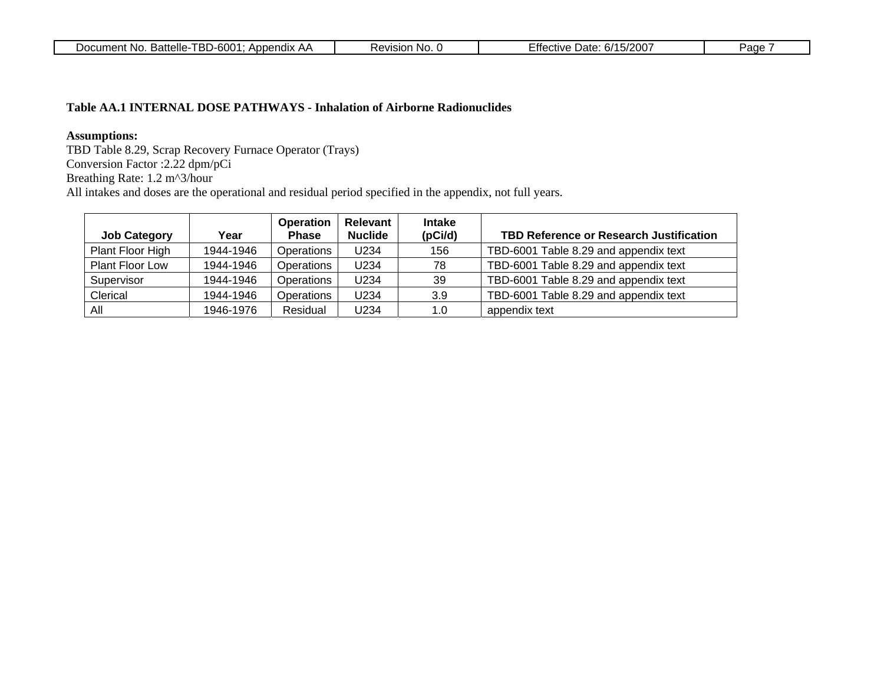**Table AA.1 INTERNAL DOSE PATHWAYS - Inhalation of Airborne Radionuclides**

**Assumptions:**
TBD Table 8.29, Scrap Recovery Furnace Operator (Trays)
Conversion Factor :2.22 dpm/pCi
Breathing Rate: 1.2 m^3/hour
All intakes and doses are the operational and residual period specified in the appendix, not full years.

| Job Category | Year | Operation Phase | Relevant Nuclide | Intake (pCi/d) | TBD Reference or Research Justification |
|---|---|---|---|---|---|
| Plant Floor High | 1944-1946 | Operations | U234 | 156 | TBD-6001 Table 8.29 and appendix text |
| Plant Floor Low | 1944-1946 | Operations | U234 | 78 | TBD-6001 Table 8.29 and appendix text |
| Supervisor | 1944-1946 | Operations | U234 | 39 | TBD-6001 Table 8.29 and appendix text |
| Clerical | 1944-1946 | Operations | U234 | 3.9 | TBD-6001 Table 8.29 and appendix text |
| All | 1946-1976 | Residual | U234 | 1.0 | appendix text |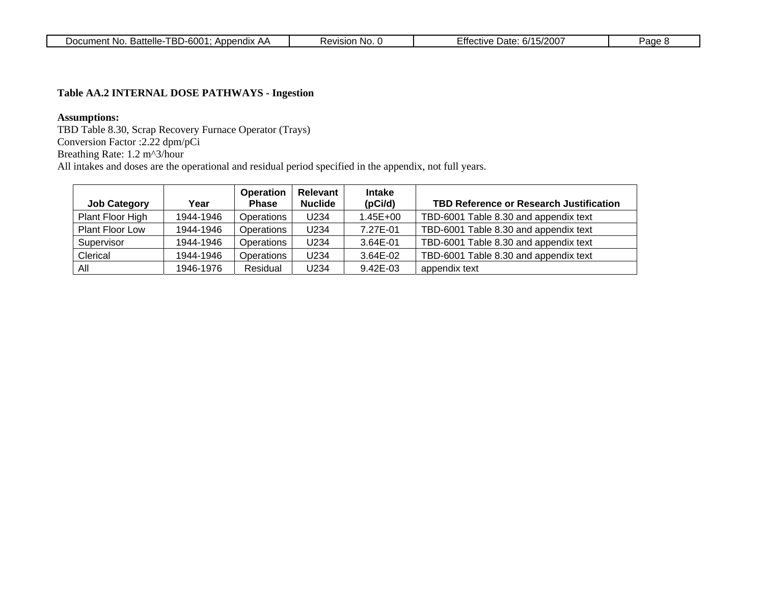**Table AA.2 INTERNAL DOSE PATHWAYS - Ingestion**

**Assumptions:**
TBD Table 8.30, Scrap Recovery Furnace Operator (Trays)
Conversion Factor :2.22 dpm/pCi
Breathing Rate: 1.2 m^3/hour
All intakes and doses are the operational and residual period specified in the appendix, not full years.

| Job Category | Year | Operation Phase | Relevant Nuclide | Intake (pCi/d) | TBD Reference or Research Justification |
|---|---|---|---|---|---|
| Plant Floor High | 1944-1946 | Operations | U234 | 1.45E+00 | TBD-6001 Table 8.30 and appendix text |
| Plant Floor Low | 1944-1946 | Operations | U234 | 7.27E-01 | TBD-6001 Table 8.30 and appendix text |
| Supervisor | 1944-1946 | Operations | U234 | 3.64E-01 | TBD-6001 Table 8.30 and appendix text |
| Clerical | 1944-1946 | Operations | U234 | 3.64E-02 | TBD-6001 Table 8.30 and appendix text |
| All | 1946-1976 | Residual | U234 | 9.42E-03 | appendix text |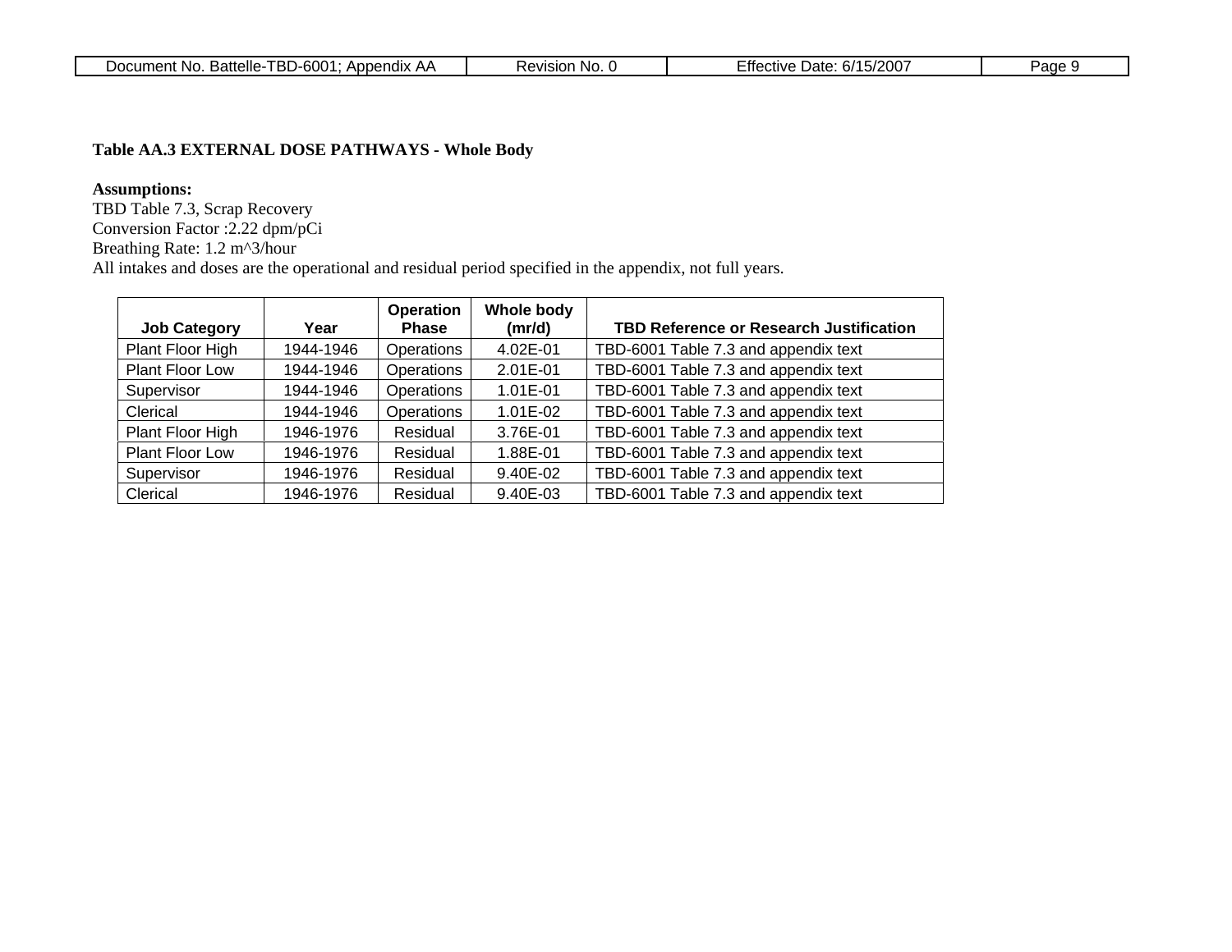**Table AA.3 EXTERNAL DOSE PATHWAYS - Whole Body**

**Assumptions:**
TBD Table 7.3, Scrap Recovery
Conversion Factor :2.22 dpm/pCi
Breathing Rate: 1.2 m^3/hour
All intakes and doses are the operational and residual period specified in the appendix, not full years.

| Job Category | Year | Operation Phase | Whole body (mr/d) | TBD Reference or Research Justification |
|---|---|---|---|---|
| Plant Floor High | 1944-1946 | Operations | 4.02E-01 | TBD-6001 Table 7.3 and appendix text |
| Plant Floor Low | 1944-1946 | Operations | 2.01E-01 | TBD-6001 Table 7.3 and appendix text |
| Supervisor | 1944-1946 | Operations | 1.01E-01 | TBD-6001 Table 7.3 and appendix text |
| Clerical | 1944-1946 | Operations | 1.01E-02 | TBD-6001 Table 7.3 and appendix text |
| Plant Floor High | 1946-1976 | Residual | 3.76E-01 | TBD-6001 Table 7.3 and appendix text |
| Plant Floor Low | 1946-1976 | Residual | 1.88E-01 | TBD-6001 Table 7.3 and appendix text |
| Supervisor | 1946-1976 | Residual | 9.40E-02 | TBD-6001 Table 7.3 and appendix text |
| Clerical | 1946-1976 | Residual | 9.40E-03 | TBD-6001 Table 7.3 and appendix text |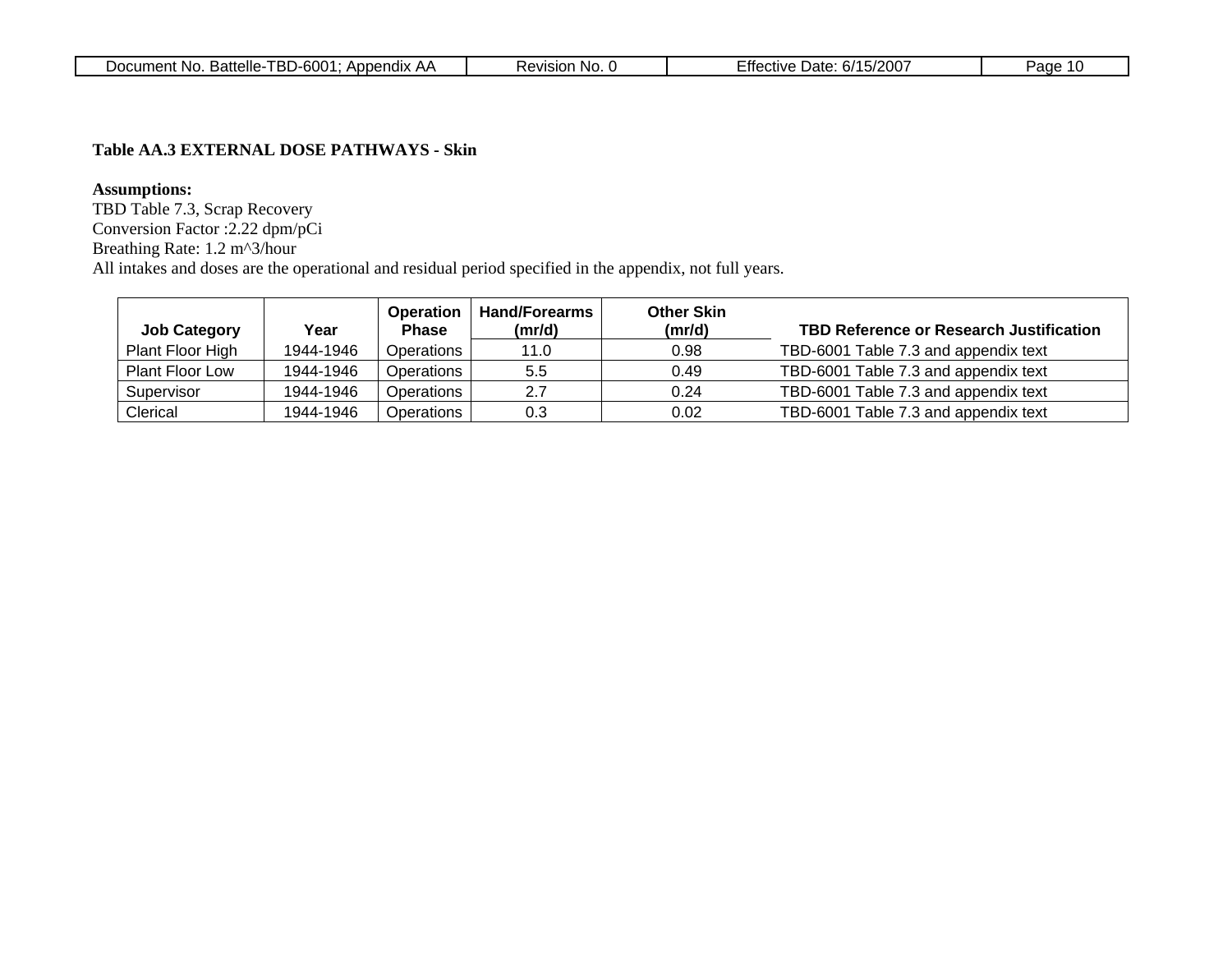**Table AA.3 EXTERNAL DOSE PATHWAYS - Skin**

**Assumptions:**
TBD Table 7.3, Scrap Recovery
Conversion Factor :2.22 dpm/pCi
Breathing Rate: 1.2 m^3/hour
All intakes and doses are the operational and residual period specified in the appendix, not full years.

| Job Category | Year | Operation Phase | Hand/Forearms (mr/d) | Other Skin (mr/d) | TBD Reference or Research Justification |
|---|---|---|---|---|---|
| Plant Floor High | 1944-1946 | Operations | 11.0 | 0.98 | TBD-6001 Table 7.3 and appendix text |
| Plant Floor Low | 1944-1946 | Operations | 5.5 | 0.49 | TBD-6001 Table 7.3 and appendix text |
| Supervisor | 1944-1946 | Operations | 2.7 | 0.24 | TBD-6001 Table 7.3 and appendix text |
| Clerical | 1944-1946 | Operations | 0.3 | 0.02 | TBD-6001 Table 7.3 and appendix text |